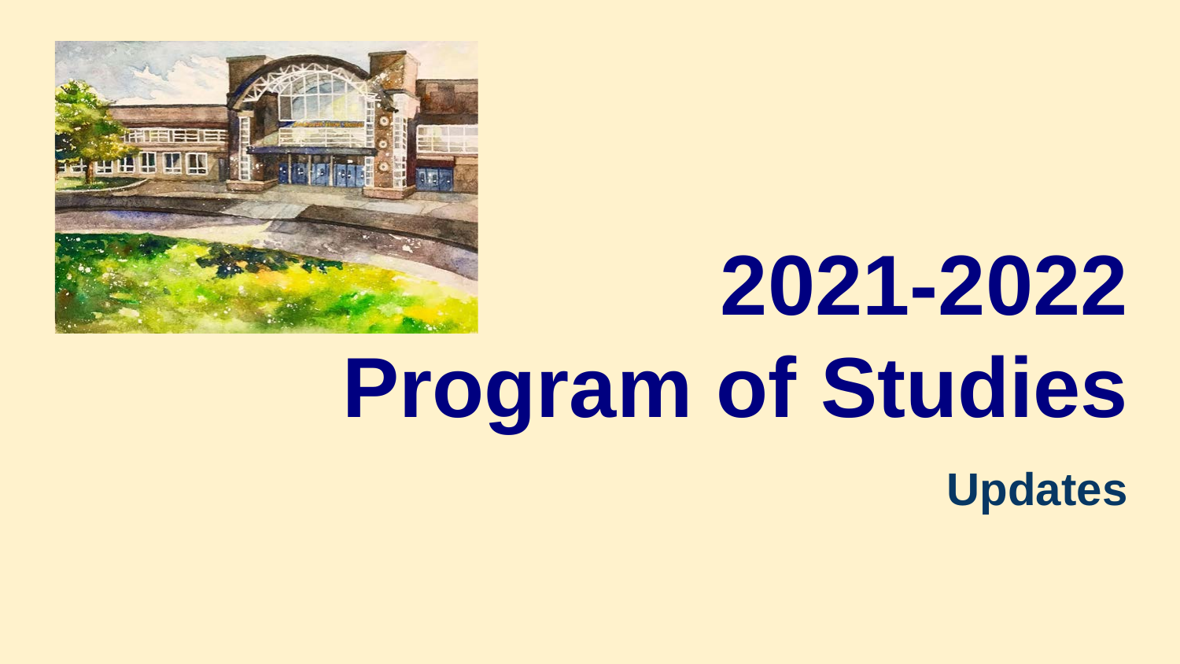# 2021-2022 Program of Studies

## Updates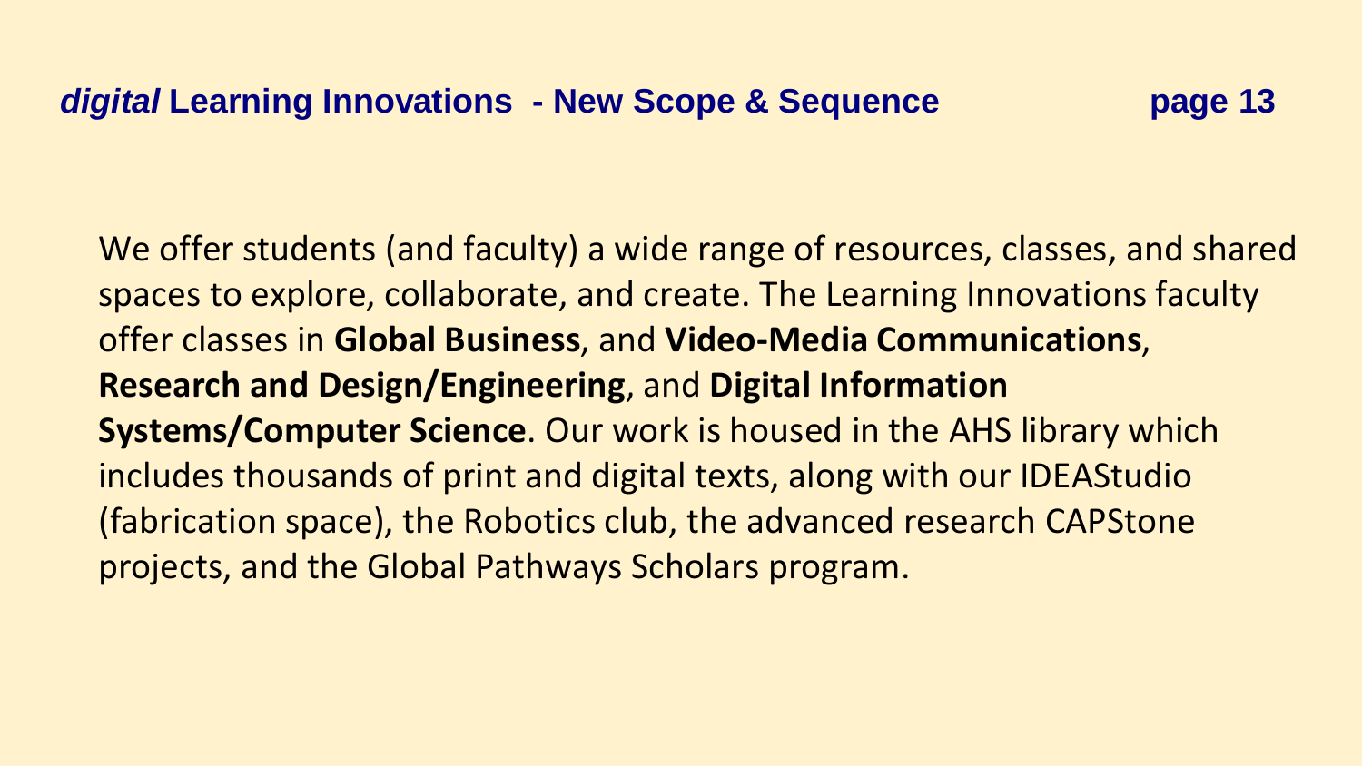## *digital* Learning Innovations - New Scope & Sequence

We offer students (and faculty) a wide range of resources, classes, and shared spaces to explore, collaborate, and create. The Learning Innovations faculty offer classes in **Global Business**, and **Video-Media Communications**, **Research and Design/Engineering**, and **Digital Information Systems/Computer Science**. Our work is housed in the AHS library which includes thousands of print and digital texts, along with our IDEAStudio (fabrication space), the Robotics club, the advanced research CAPStone projects, and the Global Pathways Scholars program.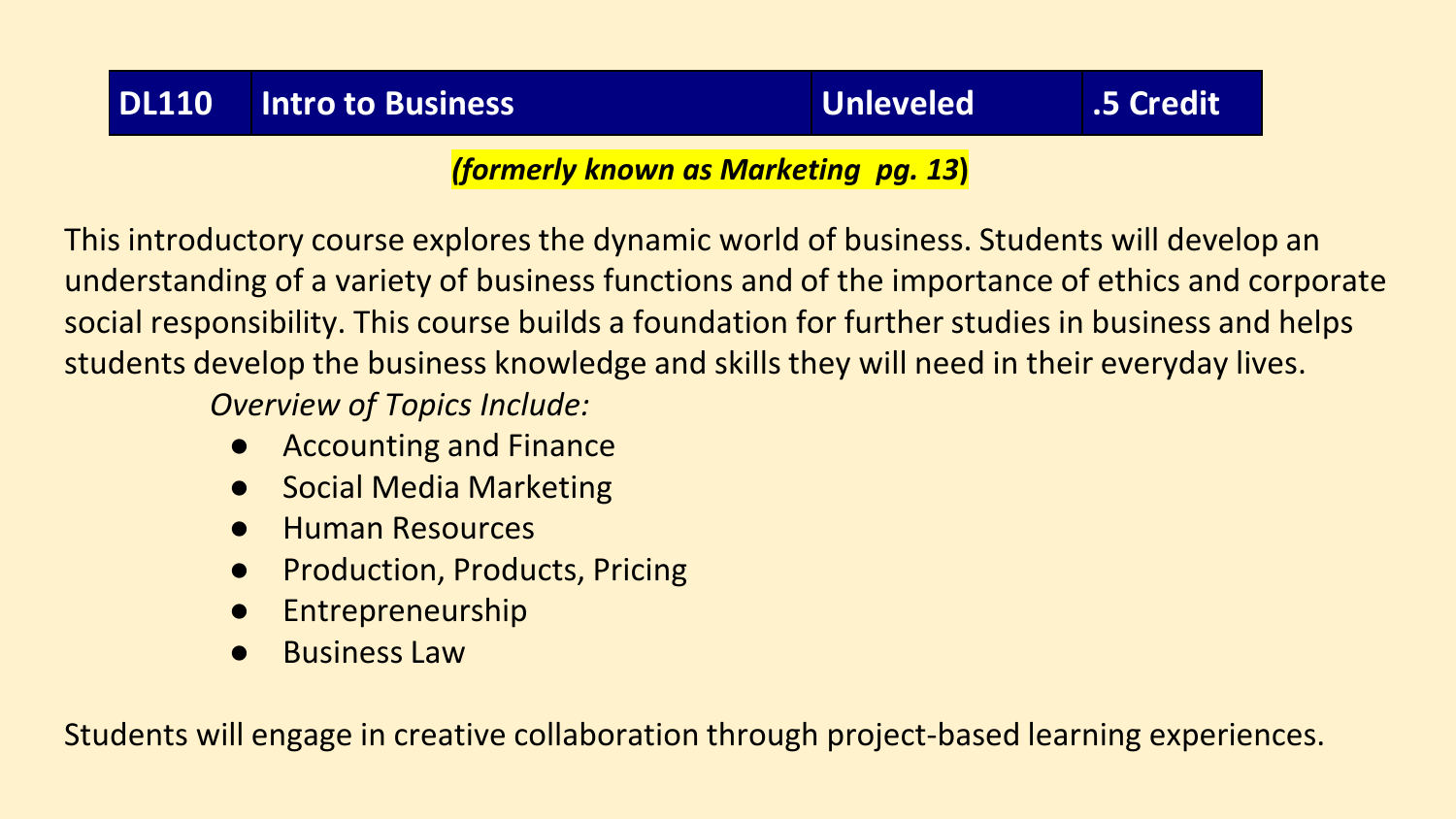| DL110 | Intro to Business | Unleveled | .5 Credit |
| --- | --- | --- | --- |

***(formerly known as Marketing pg. 13)***

This introductory course explores the dynamic world of business. Students will develop an understanding of a variety of business functions and of the importance of ethics and corporate social responsibility. This course builds a foundation for further studies in business and helps students develop the business knowledge and skills they will need in their everyday lives.

*Overview of Topics Include:*

- Accounting and Finance
- Social Media Marketing
- Human Resources
- Production, Products, Pricing
- Entrepreneurship
- Business Law

Students will engage in creative collaboration through project-based learning experiences.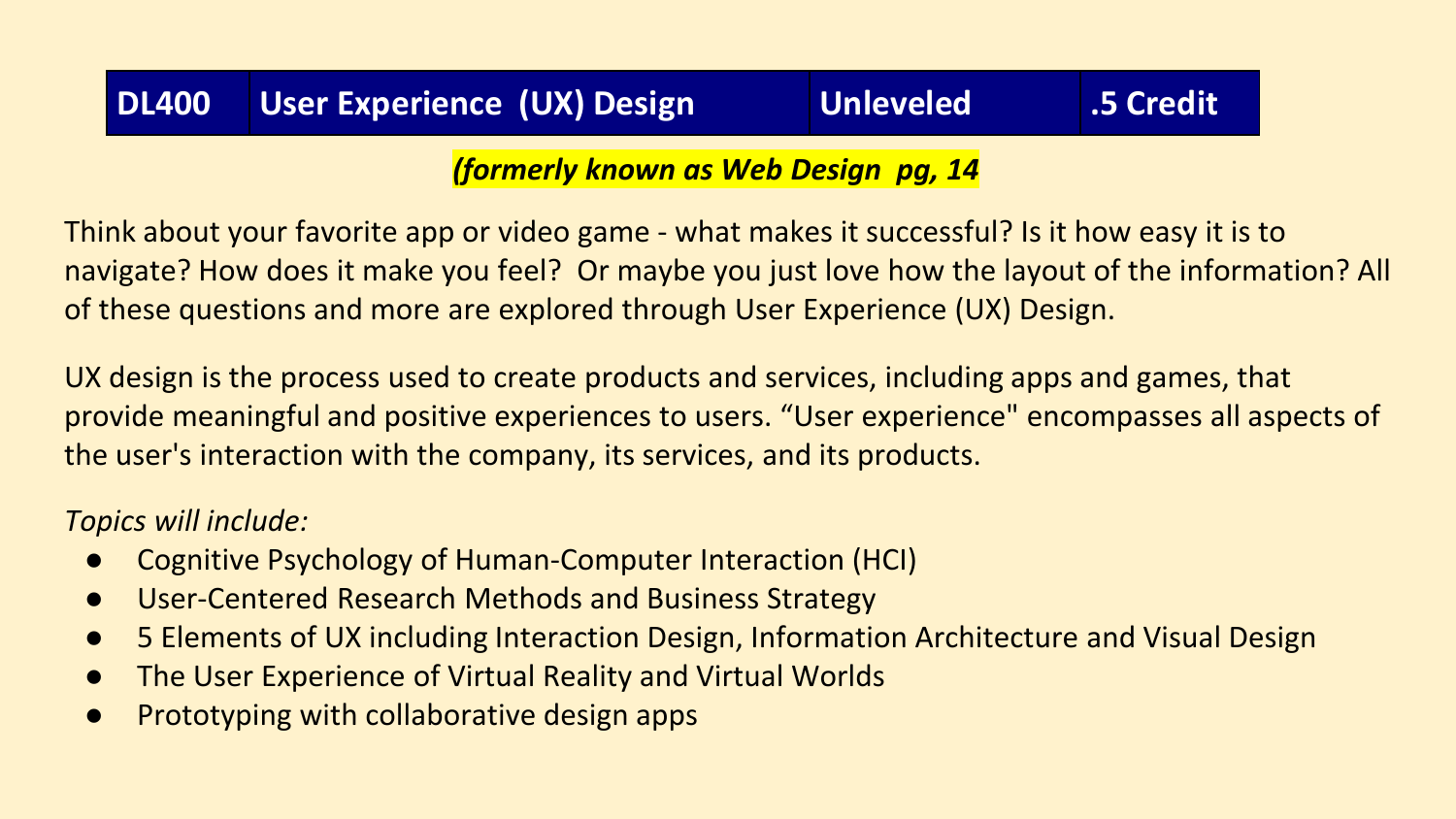| DL400 | User Experience (UX) Design | Unleveled | .5 Credit |
| --- | --- | --- | --- |

***(formerly known as Web Design pg, 14***

Think about your favorite app or video game - what makes it successful? Is it how easy it is to navigate? How does it make you feel? Or maybe you just love how the layout of the information? All of these questions and more are explored through User Experience (UX) Design.

UX design is the process used to create products and services, including apps and games, that provide meaningful and positive experiences to users. "User experience" encompasses all aspects of the user's interaction with the company, its services, and its products.

*Topics will include:*

- Cognitive Psychology of Human-Computer Interaction (HCI)
- User-Centered Research Methods and Business Strategy
- 5 Elements of UX including Interaction Design, Information Architecture and Visual Design
- The User Experience of Virtual Reality and Virtual Worlds
- Prototyping with collaborative design apps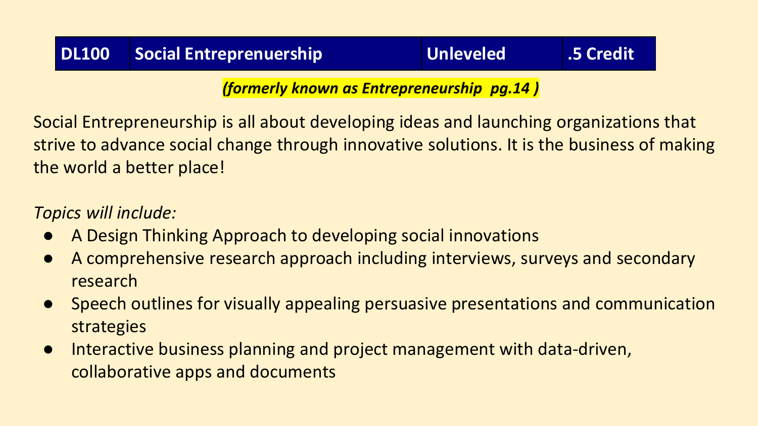| DL100 | Social Entreprenuership | Unleveled | .5 Credit |
|---|---|---|---|

***(formerly known as Entrepreneurship pg.14 )***

Social Entrepreneurship is all about developing ideas and launching organizations that strive to advance social change through innovative solutions. It is the business of making the world a better place!

*Topics will include:*

- A Design Thinking Approach to developing social innovations
- A comprehensive research approach including interviews, surveys and secondary research
- Speech outlines for visually appealing persuasive presentations and communication strategies
- Interactive business planning and project management with data-driven, collaborative apps and documents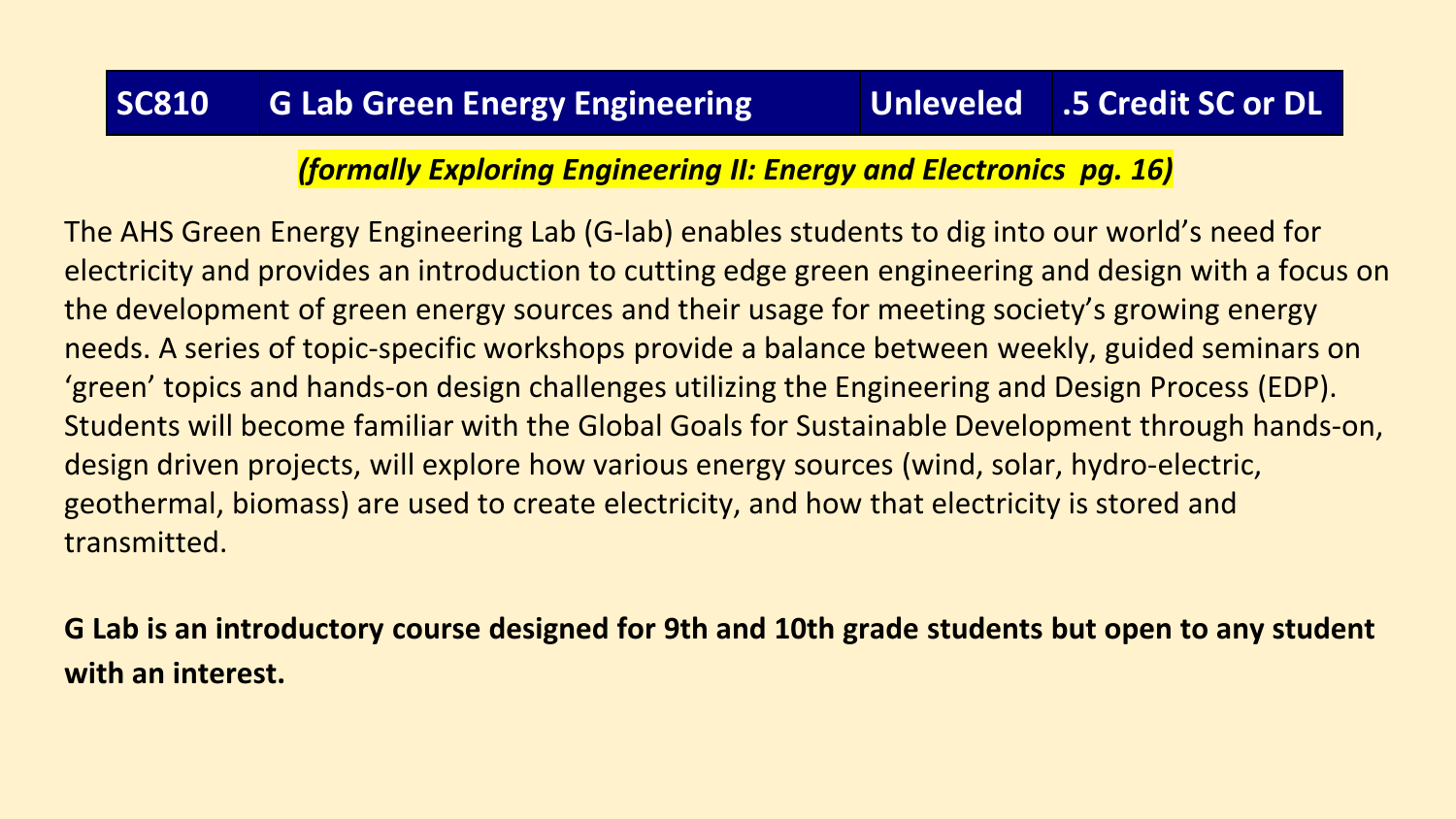| SC810 | G Lab Green Energy Engineering | Unleveled | .5 Credit SC or DL |
|---|---|---|---|

***(formally Exploring Engineering II: Energy and Electronics  pg. 16)***

The AHS Green Energy Engineering Lab (G-lab) enables students to dig into our world's need for electricity and provides an introduction to cutting edge green engineering and design with a focus on the development of green energy sources and their usage for meeting society's growing energy needs. A series of topic-specific workshops provide a balance between weekly, guided seminars on 'green' topics and hands-on design challenges utilizing the Engineering and Design Process (EDP). Students will become familiar with the Global Goals for Sustainable Development through hands-on, design driven projects, will explore how various energy sources (wind, solar, hydro-electric, geothermal, biomass) are used to create electricity, and how that electricity is stored and transmitted.

**G Lab is an introductory course designed for 9th and 10th grade students but open to any student with an interest.**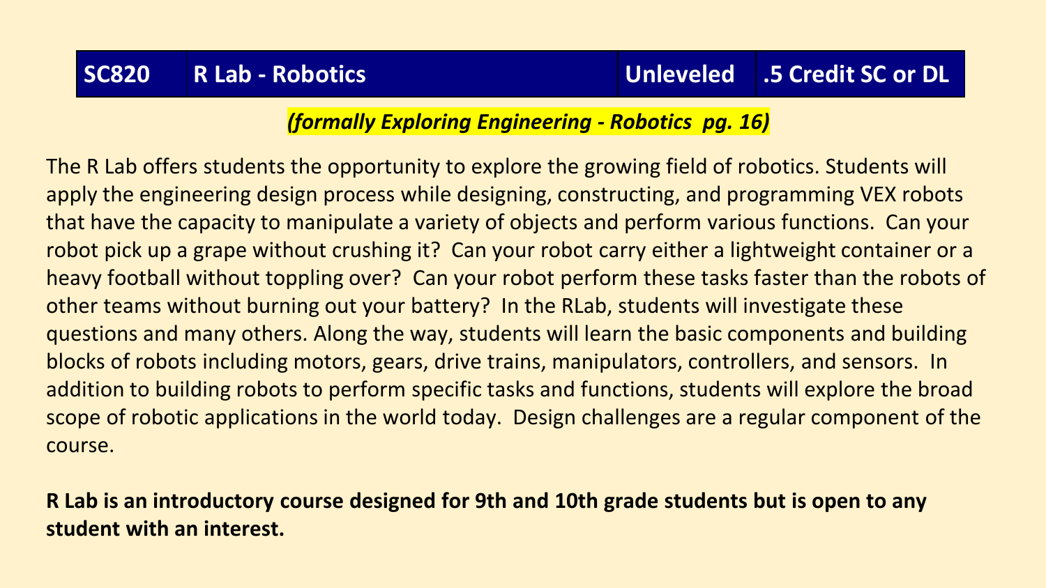| SC820 | R Lab - Robotics | Unleveled | .5 Credit SC or DL |
|---|---|---|---|

*(formally Exploring Engineering - Robotics  pg. 16)*

The R Lab offers students the opportunity to explore the growing field of robotics. Students will apply the engineering design process while designing, constructing, and programming VEX robots that have the capacity to manipulate a variety of objects and perform various functions. Can your robot pick up a grape without crushing it? Can your robot carry either a lightweight container or a heavy football without toppling over? Can your robot perform these tasks faster than the robots of other teams without burning out your battery? In the RLab, students will investigate these questions and many others. Along the way, students will learn the basic components and building blocks of robots including motors, gears, drive trains, manipulators, controllers, and sensors. In addition to building robots to perform specific tasks and functions, students will explore the broad scope of robotic applications in the world today. Design challenges are a regular component of the course.

**R Lab is an introductory course designed for 9th and 10th grade students but is open to any student with an interest.**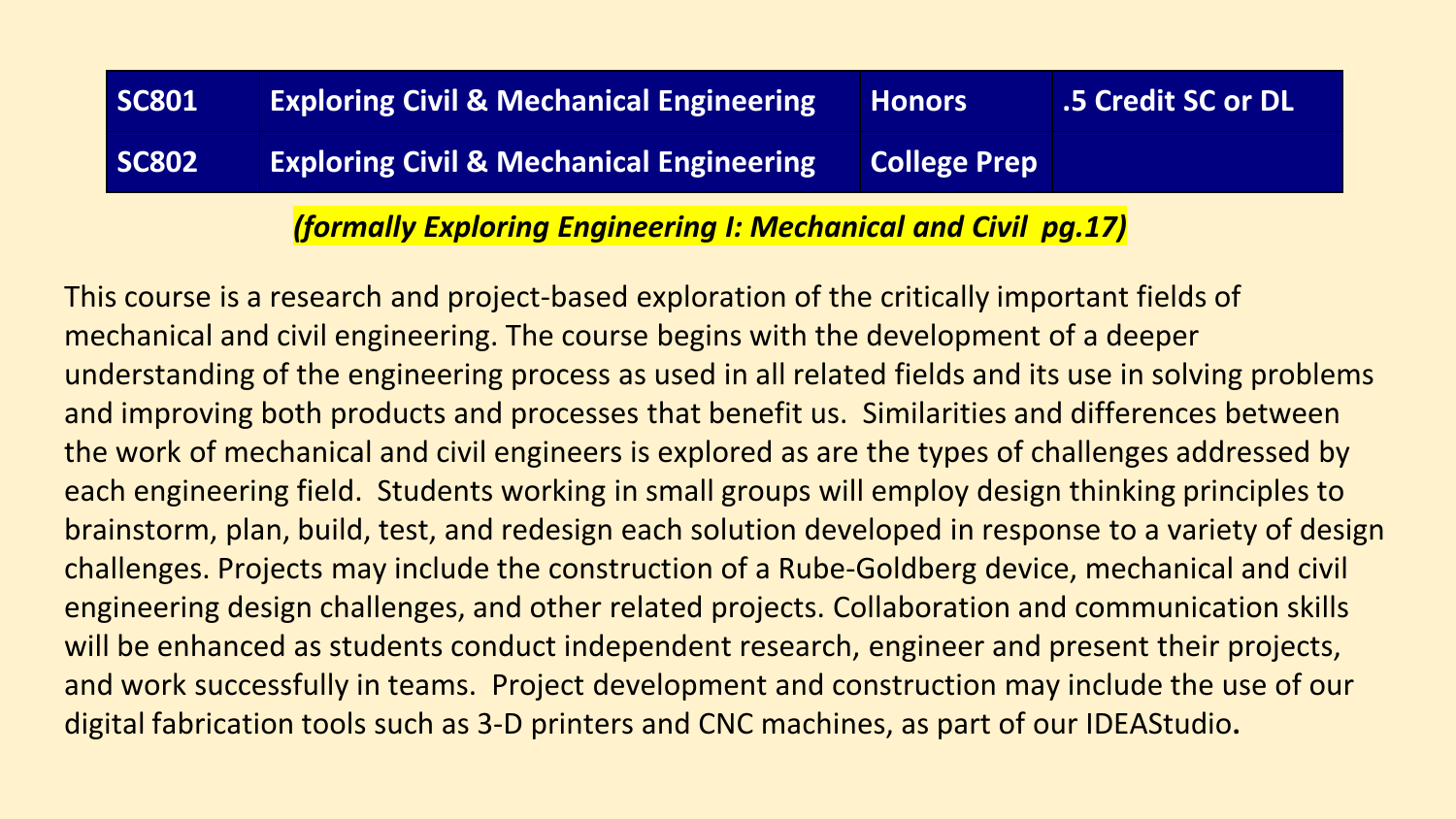| SC801 | Exploring Civil & Mechanical Engineering | Honors | .5 Credit SC or DL |
| --- | --- | --- | --- |
| SC802 | Exploring Civil & Mechanical Engineering | College Prep | |

*(formally Exploring Engineering I: Mechanical and Civil pg.17)*

This course is a research and project-based exploration of the critically important fields of mechanical and civil engineering. The course begins with the development of a deeper understanding of the engineering process as used in all related fields and its use in solving problems and improving both products and processes that benefit us. Similarities and differences between the work of mechanical and civil engineers is explored as are the types of challenges addressed by each engineering field. Students working in small groups will employ design thinking principles to brainstorm, plan, build, test, and redesign each solution developed in response to a variety of design challenges. Projects may include the construction of a Rube-Goldberg device, mechanical and civil engineering design challenges, and other related projects. Collaboration and communication skills will be enhanced as students conduct independent research, engineer and present their projects, and work successfully in teams. Project development and construction may include the use of our digital fabrication tools such as 3-D printers and CNC machines, as part of our IDEAStudio.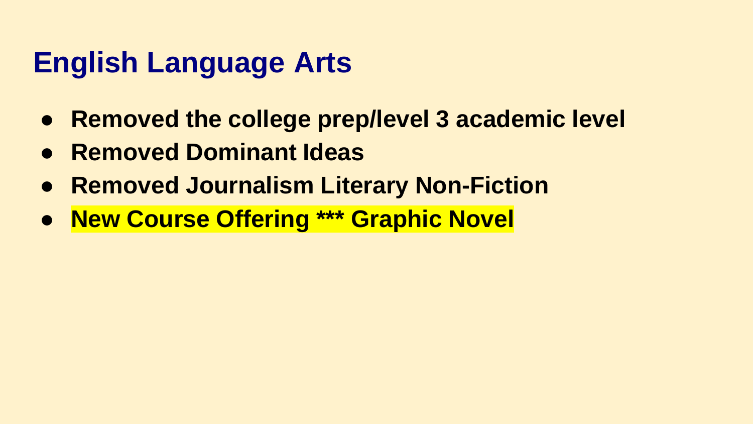# English Language Arts

- **Removed the college prep/level 3 academic level**
- **Removed Dominant Ideas**
- **Removed Journalism Literary Non-Fiction**
- **New Course Offering *** Graphic Novel**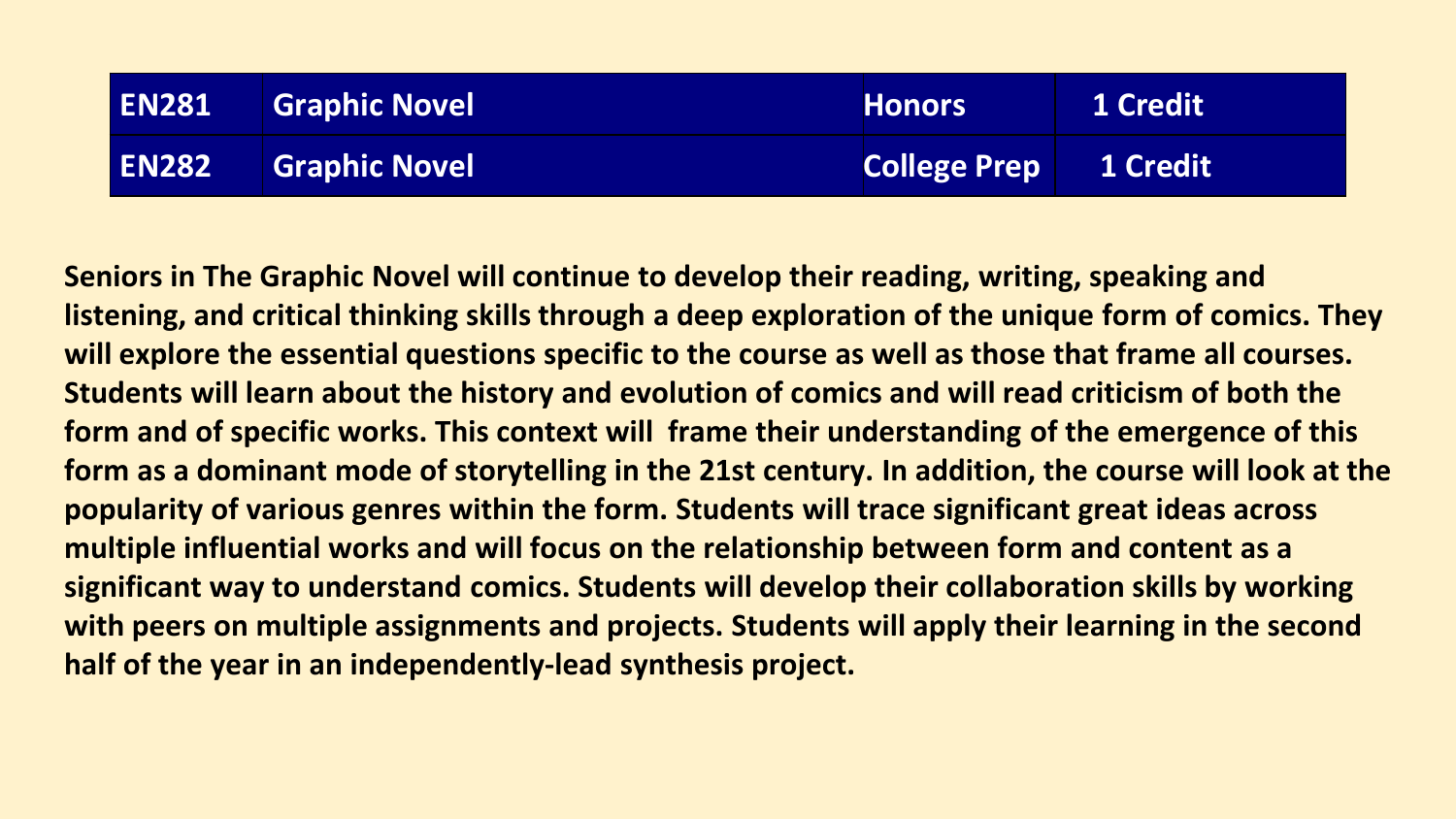| EN281 | Graphic Novel | Honors | 1 Credit |
|---|---|---|---|
| EN282 | Graphic Novel | College Prep | 1 Credit |

**Seniors in The Graphic Novel will continue to develop their reading, writing, speaking and listening, and critical thinking skills through a deep exploration of the unique form of comics. They will explore the essential questions specific to the course as well as those that frame all courses. Students will learn about the history and evolution of comics and will read criticism of both the form and of specific works. This context will frame their understanding of the emergence of this form as a dominant mode of storytelling in the 21st century. In addition, the course will look at the popularity of various genres within the form. Students will trace significant great ideas across multiple influential works and will focus on the relationship between form and content as a significant way to understand comics. Students will develop their collaboration skills by working with peers on multiple assignments and projects. Students will apply their learning in the second half of the year in an independently-lead synthesis project.**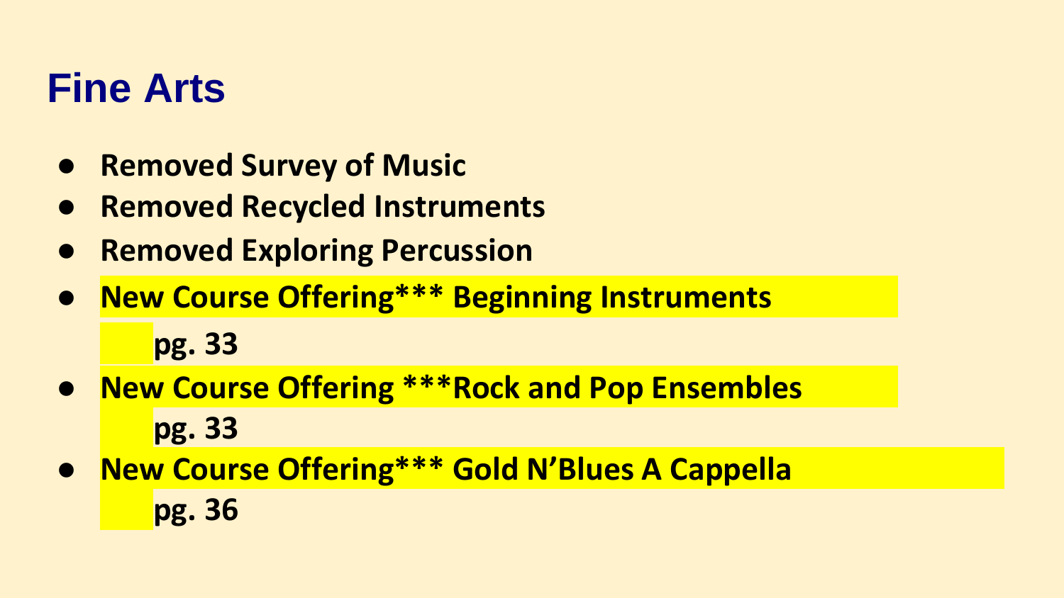# Fine Arts

- **Removed Survey of Music**
- **Removed Recycled Instruments**
- **Removed Exploring Percussion**
- **New Course Offering*** Beginning Instruments**
  **pg. 33**
- **New Course Offering ***Rock and Pop Ensembles**
  **pg. 33**
- **New Course Offering*** Gold N'Blues A Cappella**
  **pg. 36**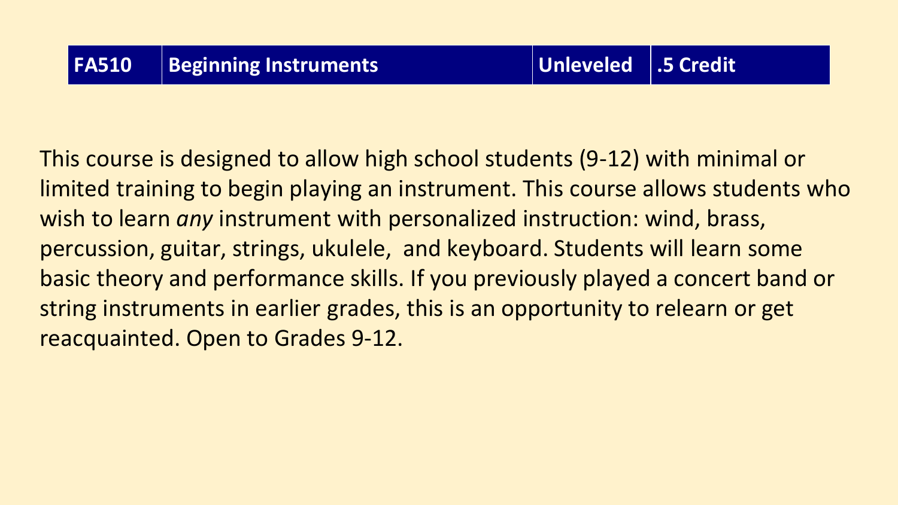| FA510 | Beginning Instruments | Unleveled | .5 Credit |
| --- | --- | --- | --- |

This course is designed to allow high school students (9-12) with minimal or limited training to begin playing an instrument. This course allows students who wish to learn *any* instrument with personalized instruction: wind, brass, percussion, guitar, strings, ukulele,  and keyboard. Students will learn some basic theory and performance skills. If you previously played a concert band or string instruments in earlier grades, this is an opportunity to relearn or get reacquainted. Open to Grades 9-12.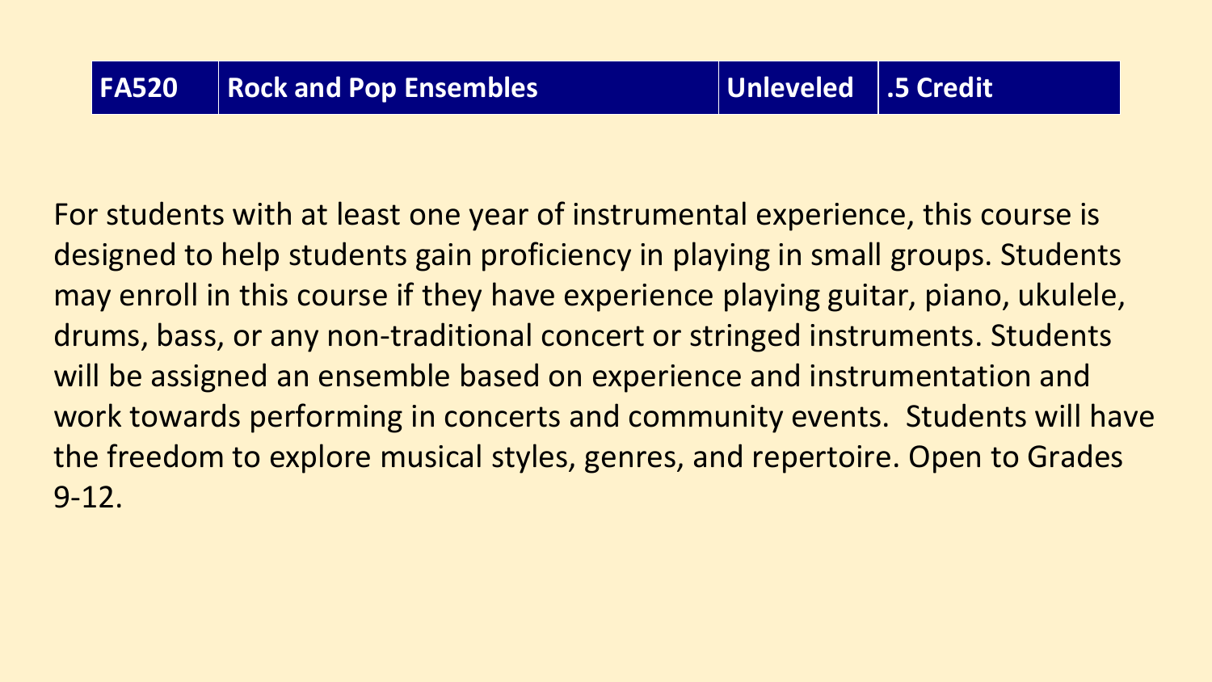| FA520 | Rock and Pop Ensembles | Unleveled | .5 Credit |
| --- | --- | --- | --- |

For students with at least one year of instrumental experience, this course is designed to help students gain proficiency in playing in small groups. Students may enroll in this course if they have experience playing guitar, piano, ukulele, drums, bass, or any non-traditional concert or stringed instruments. Students will be assigned an ensemble based on experience and instrumentation and work towards performing in concerts and community events. Students will have the freedom to explore musical styles, genres, and repertoire. Open to Grades 9-12.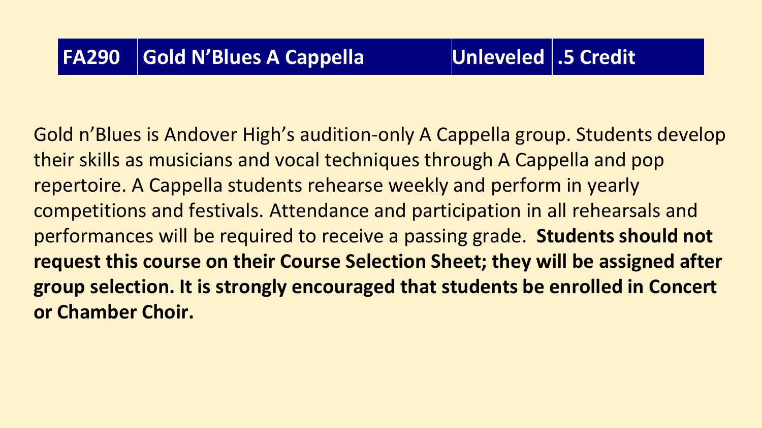| FA290 | Gold N'Blues A Cappella | Unleveled | .5 Credit |
| --- | --- | --- | --- |

Gold n'Blues is Andover High's audition-only A Cappella group. Students develop their skills as musicians and vocal techniques through A Cappella and pop repertoire. A Cappella students rehearse weekly and perform in yearly competitions and festivals. Attendance and participation in all rehearsals and performances will be required to receive a passing grade. **Students should not request this course on their Course Selection Sheet; they will be assigned after group selection. It is strongly encouraged that students be enrolled in Concert or Chamber Choir.**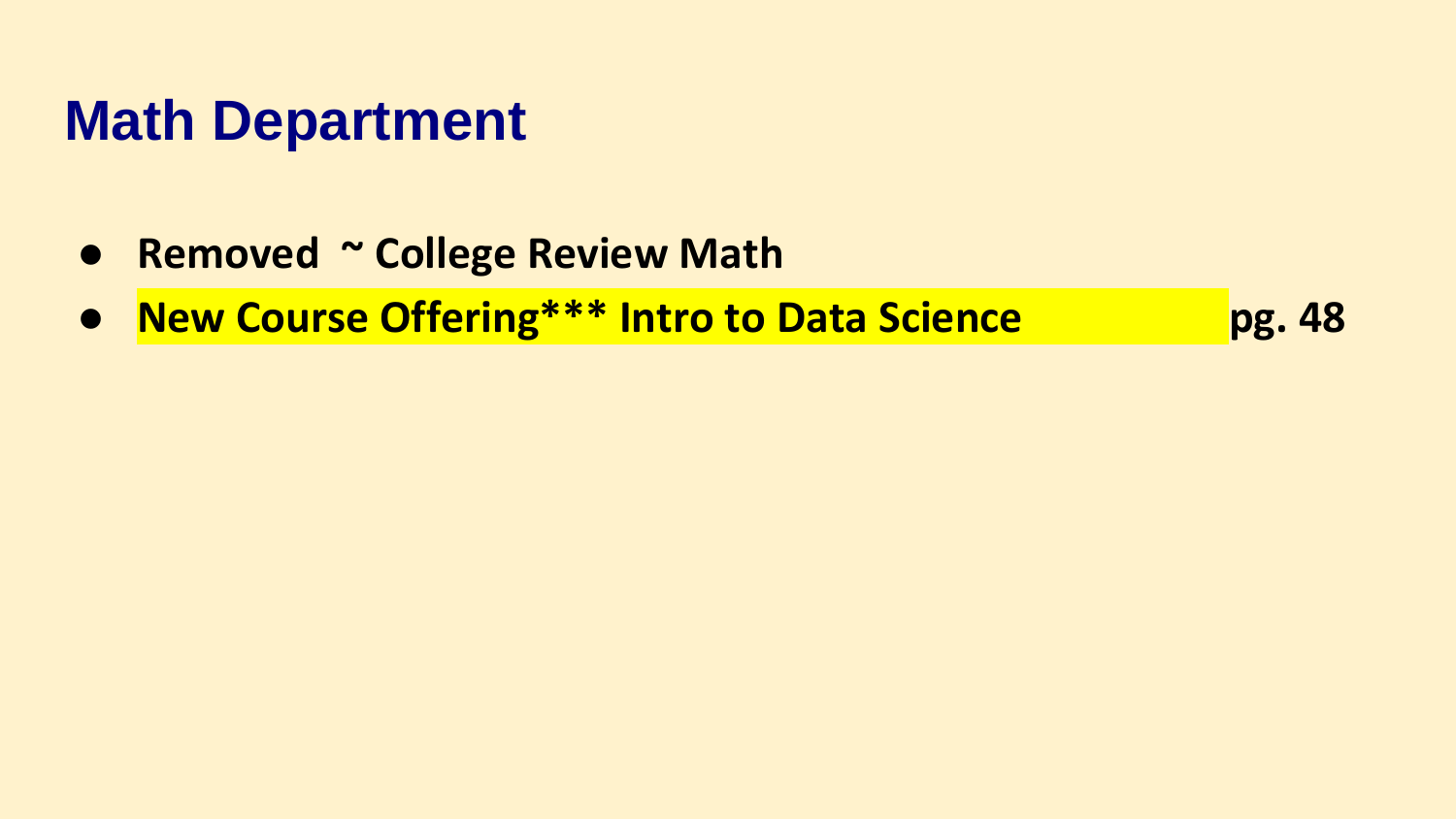# Math Department

- **Removed ~ College Review Math**
- **New Course Offering*** Intro to Data Science pg. 48**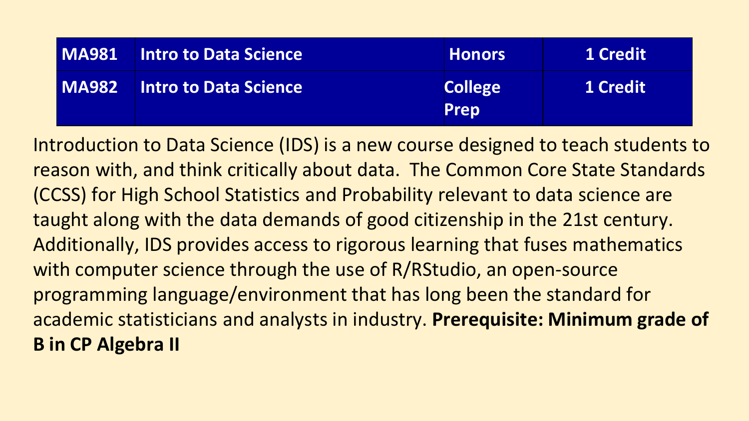| MA981 | Intro to Data Science | Honors | 1 Credit |
| --- | --- | --- | --- |
| MA982 | Intro to Data Science | College Prep | 1 Credit |

Introduction to Data Science (IDS) is a new course designed to teach students to reason with, and think critically about data. The Common Core State Standards (CCSS) for High School Statistics and Probability relevant to data science are taught along with the data demands of good citizenship in the 21st century. Additionally, IDS provides access to rigorous learning that fuses mathematics with computer science through the use of R/RStudio, an open-source programming language/environment that has long been the standard for academic statisticians and analysts in industry. **Prerequisite: Minimum grade of B in CP Algebra II**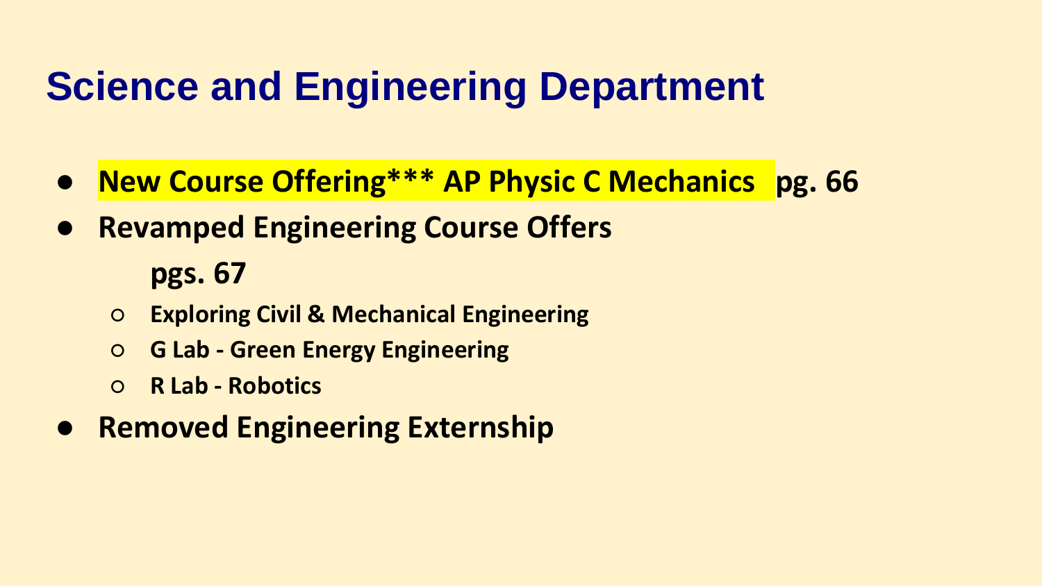# Science and Engineering Department

- **New Course Offering*** AP Physic C Mechanics pg. 66**
- **Revamped Engineering Course Offers**

  **pgs. 67**

  - **Exploring Civil & Mechanical Engineering**
  - **G Lab - Green Energy Engineering**
  - **R Lab - Robotics**
- **Removed Engineering Externship**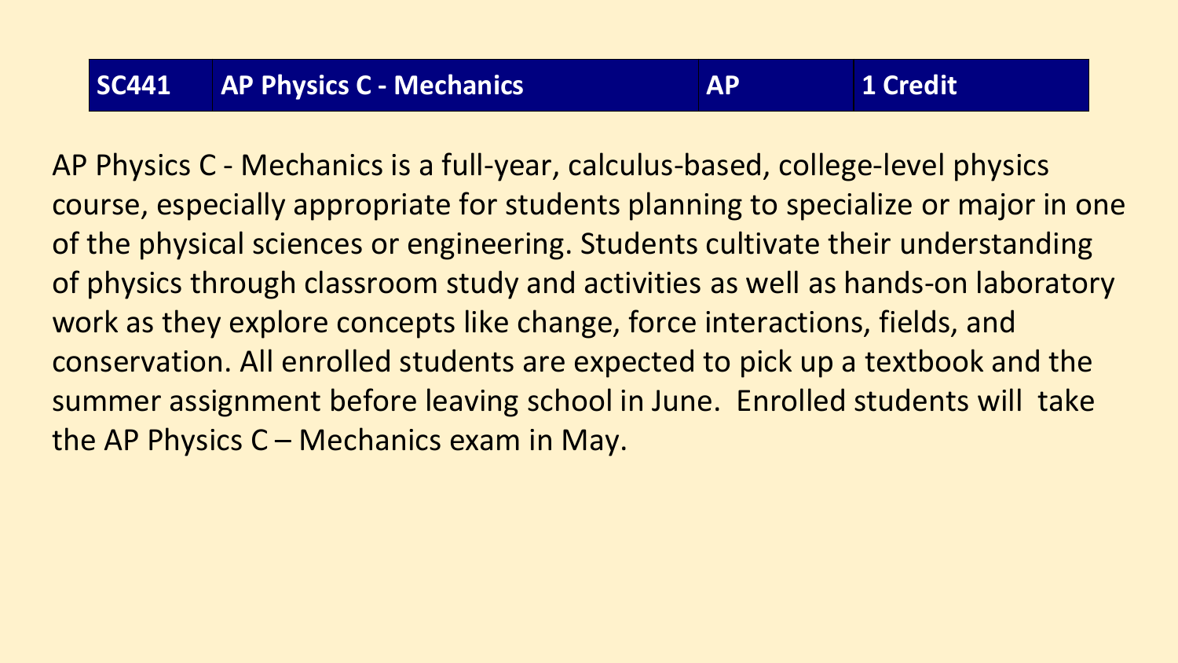| SC441 | AP Physics C - Mechanics | AP | 1 Credit |
| --- | --- | --- | --- |

AP Physics C - Mechanics is a full-year, calculus-based, college-level physics course, especially appropriate for students planning to specialize or major in one of the physical sciences or engineering. Students cultivate their understanding of physics through classroom study and activities as well as hands-on laboratory work as they explore concepts like change, force interactions, fields, and conservation. All enrolled students are expected to pick up a textbook and the summer assignment before leaving school in June. Enrolled students will take the AP Physics C – Mechanics exam in May.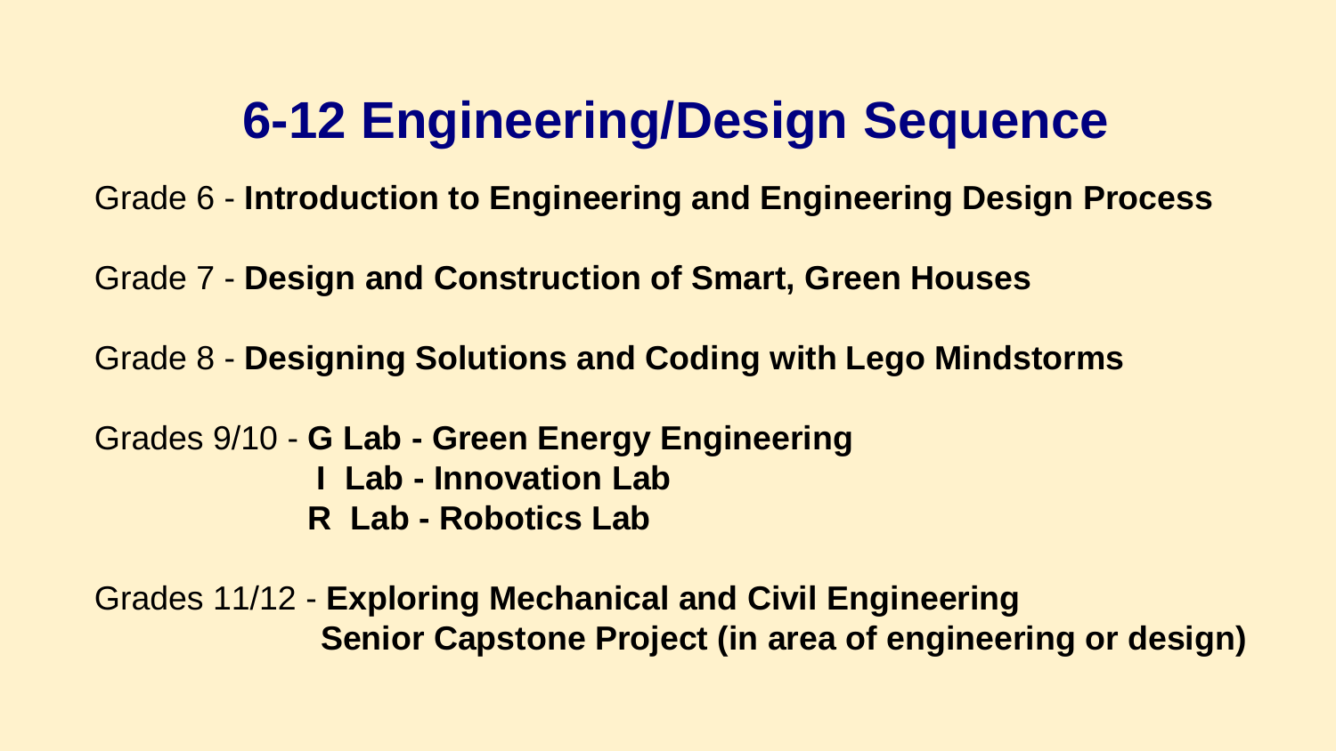# 6-12 Engineering/Design Sequence

Grade 6 - **Introduction to Engineering and Engineering Design Process**

Grade 7 - **Design and Construction of Smart, Green Houses**

Grade 8 - **Designing Solutions and Coding with Lego Mindstorms**

Grades 9/10 - **G Lab - Green Energy Engineering**
**I Lab - Innovation Lab**
**R Lab - Robotics Lab**

Grades 11/12 - **Exploring Mechanical and Civil Engineering**
**Senior Capstone Project (in area of engineering or design)**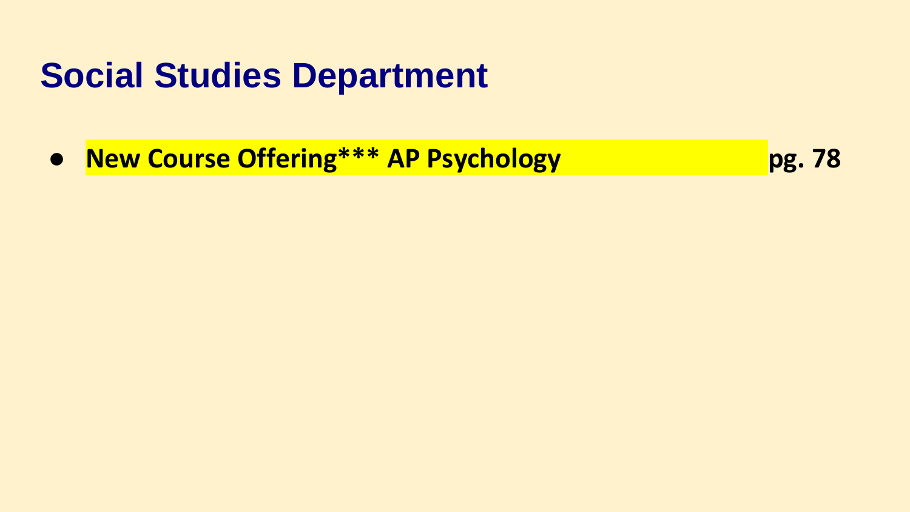# Social Studies Department

- **New Course Offering*** AP Psychology pg. 78**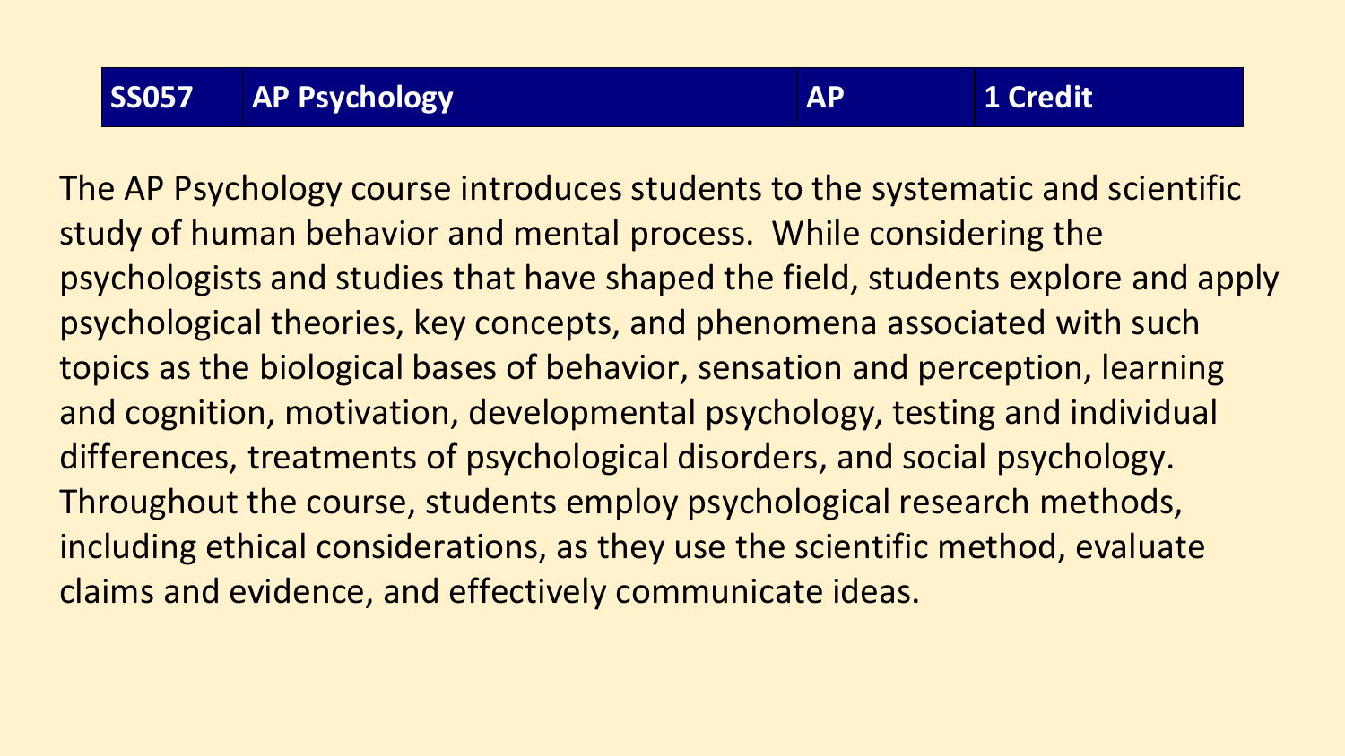| SS057 | AP Psychology | AP | 1 Credit |
|---|---|---|---|

The AP Psychology course introduces students to the systematic and scientific study of human behavior and mental process. While considering the psychologists and studies that have shaped the field, students explore and apply psychological theories, key concepts, and phenomena associated with such topics as the biological bases of behavior, sensation and perception, learning and cognition, motivation, developmental psychology, testing and individual differences, treatments of psychological disorders, and social psychology. Throughout the course, students employ psychological research methods, including ethical considerations, as they use the scientific method, evaluate claims and evidence, and effectively communicate ideas.